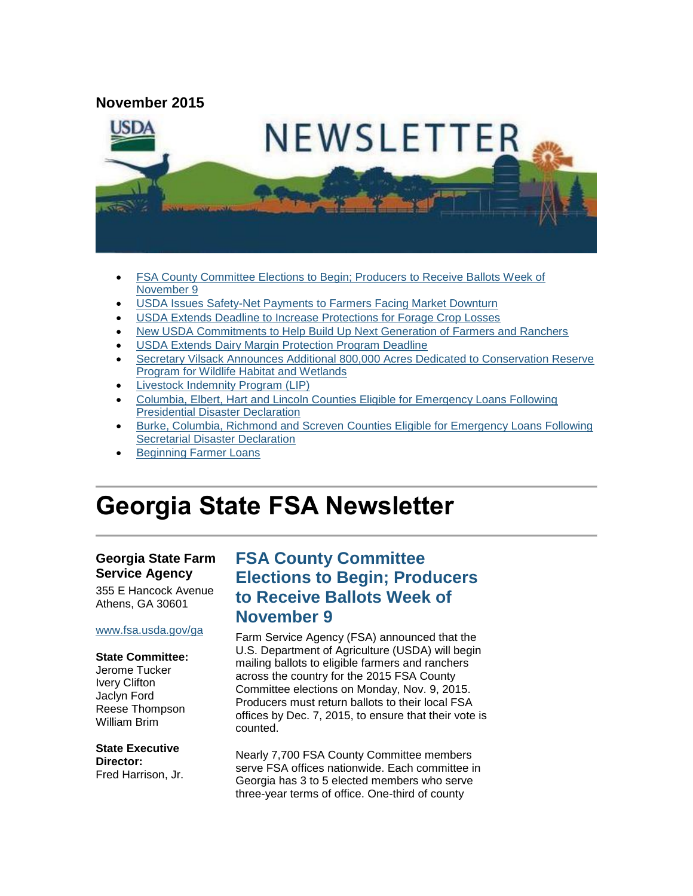**November 2015**

- FSA County Committee Elections to Begin; Producers to Receive Ballots Week of November 9
- USDA Issues Safety-Net Payments to Farmers Facing Market Downturn
- USDA Extends Deadline to Increase Protections for Forage Crop Losses
- New USDA Commitments to Help Build Up Next Generation of Farmers and Ranchers
- USDA Extends Dairy Margin Protection Program Deadline
- Secretary Vilsack Announces Additional 800,000 Acres Dedicated to Conservation Reserve Program for Wildlife Habitat and Wetlands
- Livestock Indemnity Program (LIP)
- Columbia, Elbert, Hart and Lincoln Counties Eligible for Emergency Loans Following Presidential Disaster Declaration
- Burke, Columbia, Richmond and Screven Counties Eligible for Emergency Loans Following Secretarial Disaster Declaration
- Beginning Farmer Loans

# Georgia State FSA Newsletter

**Georgia State Farm Service Agency**

355 E Hancock Avenue
Athens, GA 30601

www.fsa.usda.gov/ga

**State Committee:**
Jerome Tucker
Ivery Clifton
Jaclyn Ford
Reese Thompson
William Brim

**State Executive Director:**
Fred Harrison, Jr.

## FSA County Committee Elections to Begin; Producers to Receive Ballots Week of November 9

Farm Service Agency (FSA) announced that the U.S. Department of Agriculture (USDA) will begin mailing ballots to eligible farmers and ranchers across the country for the 2015 FSA County Committee elections on Monday, Nov. 9, 2015. Producers must return ballots to their local FSA offices by Dec. 7, 2015, to ensure that their vote is counted.

Nearly 7,700 FSA County Committee members serve FSA offices nationwide. Each committee in Georgia has 3 to 5 elected members who serve three-year terms of office. One-third of county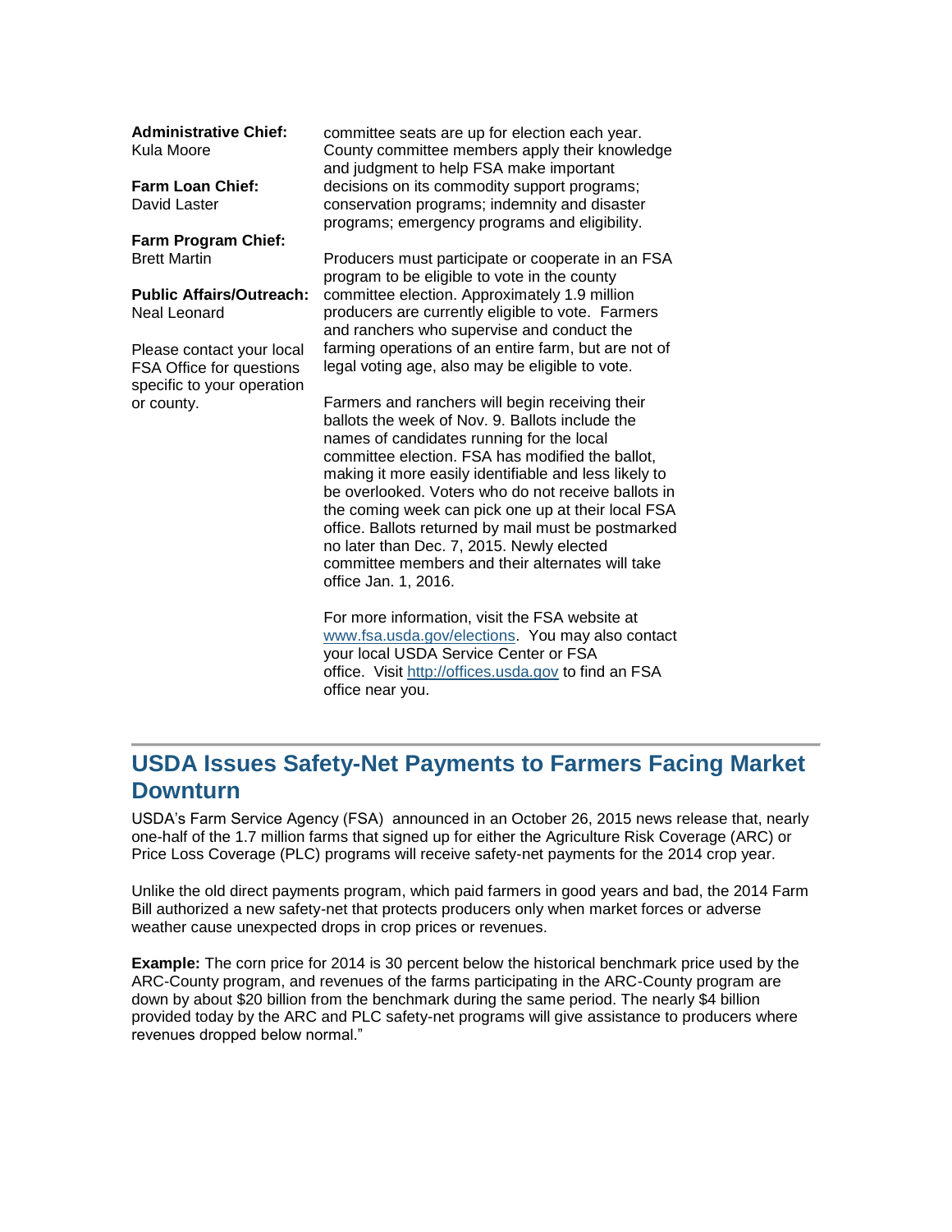**Administrative Chief:**
Kula Moore

**Farm Loan Chief:**
David Laster

**Farm Program Chief:**
Brett Martin

**Public Affairs/Outreach:**
Neal Leonard

Please contact your local FSA Office for questions specific to your operation or county.

committee seats are up for election each year. County committee members apply their knowledge and judgment to help FSA make important decisions on its commodity support programs; conservation programs; indemnity and disaster programs; emergency programs and eligibility.

Producers must participate or cooperate in an FSA program to be eligible to vote in the county committee election. Approximately 1.9 million producers are currently eligible to vote. Farmers and ranchers who supervise and conduct the farming operations of an entire farm, but are not of legal voting age, also may be eligible to vote.

Farmers and ranchers will begin receiving their ballots the week of Nov. 9. Ballots include the names of candidates running for the local committee election. FSA has modified the ballot, making it more easily identifiable and less likely to be overlooked. Voters who do not receive ballots in the coming week can pick one up at their local FSA office. Ballots returned by mail must be postmarked no later than Dec. 7, 2015. Newly elected committee members and their alternates will take office Jan. 1, 2016.

For more information, visit the FSA website at [www.fsa.usda.gov/elections](www.fsa.usda.gov/elections). You may also contact your local USDA Service Center or FSA office. Visit [http://offices.usda.gov](http://offices.usda.gov) to find an FSA office near you.

---

## USDA Issues Safety-Net Payments to Farmers Facing Market Downturn

USDA's Farm Service Agency (FSA) announced in an October 26, 2015 news release that, nearly one-half of the 1.7 million farms that signed up for either the Agriculture Risk Coverage (ARC) or Price Loss Coverage (PLC) programs will receive safety-net payments for the 2014 crop year.

Unlike the old direct payments program, which paid farmers in good years and bad, the 2014 Farm Bill authorized a new safety-net that protects producers only when market forces or adverse weather cause unexpected drops in crop prices or revenues.

**Example:** The corn price for 2014 is 30 percent below the historical benchmark price used by the ARC-County program, and revenues of the farms participating in the ARC-County program are down by about $20 billion from the benchmark during the same period. The nearly $4 billion provided today by the ARC and PLC safety-net programs will give assistance to producers where revenues dropped below normal."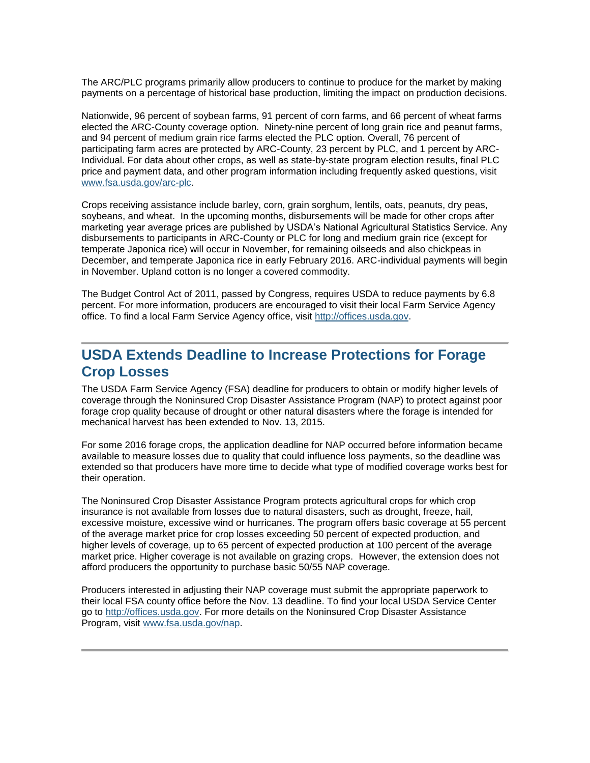The ARC/PLC programs primarily allow producers to continue to produce for the market by making payments on a percentage of historical base production, limiting the impact on production decisions.

Nationwide, 96 percent of soybean farms, 91 percent of corn farms, and 66 percent of wheat farms elected the ARC-County coverage option. Ninety-nine percent of long grain rice and peanut farms, and 94 percent of medium grain rice farms elected the PLC option. Overall, 76 percent of participating farm acres are protected by ARC-County, 23 percent by PLC, and 1 percent by ARC-Individual. For data about other crops, as well as state-by-state program election results, final PLC price and payment data, and other program information including frequently asked questions, visit [www.fsa.usda.gov/arc-plc](www.fsa.usda.gov/arc-plc).

Crops receiving assistance include barley, corn, grain sorghum, lentils, oats, peanuts, dry peas, soybeans, and wheat. In the upcoming months, disbursements will be made for other crops after marketing year average prices are published by USDA's National Agricultural Statistics Service. Any disbursements to participants in ARC-County or PLC for long and medium grain rice (except for temperate Japonica rice) will occur in November, for remaining oilseeds and also chickpeas in December, and temperate Japonica rice in early February 2016. ARC-individual payments will begin in November. Upland cotton is no longer a covered commodity.

The Budget Control Act of 2011, passed by Congress, requires USDA to reduce payments by 6.8 percent. For more information, producers are encouraged to visit their local Farm Service Agency office. To find a local Farm Service Agency office, visit [http://offices.usda.gov](http://offices.usda.gov).

---

## USDA Extends Deadline to Increase Protections for Forage Crop Losses

The USDA Farm Service Agency (FSA) deadline for producers to obtain or modify higher levels of coverage through the Noninsured Crop Disaster Assistance Program (NAP) to protect against poor forage crop quality because of drought or other natural disasters where the forage is intended for mechanical harvest has been extended to Nov. 13, 2015.

For some 2016 forage crops, the application deadline for NAP occurred before information became available to measure losses due to quality that could influence loss payments, so the deadline was extended so that producers have more time to decide what type of modified coverage works best for their operation.

The Noninsured Crop Disaster Assistance Program protects agricultural crops for which crop insurance is not available from losses due to natural disasters, such as drought, freeze, hail, excessive moisture, excessive wind or hurricanes. The program offers basic coverage at 55 percent of the average market price for crop losses exceeding 50 percent of expected production, and higher levels of coverage, up to 65 percent of expected production at 100 percent of the average market price. Higher coverage is not available on grazing crops. However, the extension does not afford producers the opportunity to purchase basic 50/55 NAP coverage.

Producers interested in adjusting their NAP coverage must submit the appropriate paperwork to their local FSA county office before the Nov. 13 deadline. To find your local USDA Service Center go to [http://offices.usda.gov](http://offices.usda.gov). For more details on the Noninsured Crop Disaster Assistance Program, visit [www.fsa.usda.gov/nap](www.fsa.usda.gov/nap).

---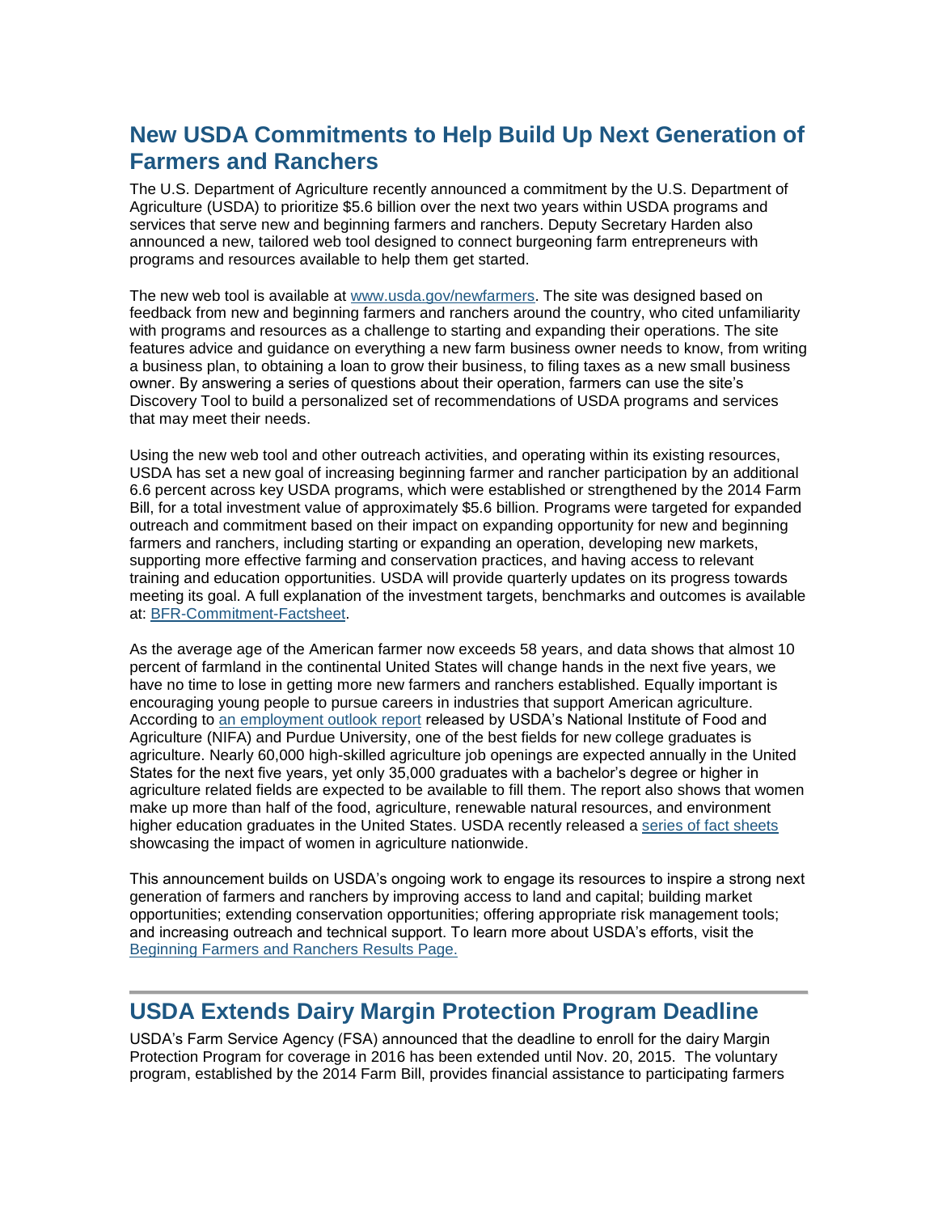## New USDA Commitments to Help Build Up Next Generation of Farmers and Ranchers

The U.S. Department of Agriculture recently announced a commitment by the U.S. Department of Agriculture (USDA) to prioritize $5.6 billion over the next two years within USDA programs and services that serve new and beginning farmers and ranchers. Deputy Secretary Harden also announced a new, tailored web tool designed to connect burgeoning farm entrepreneurs with programs and resources available to help them get started.

The new web tool is available at [www.usda.gov/newfarmers](www.usda.gov/newfarmers). The site was designed based on feedback from new and beginning farmers and ranchers around the country, who cited unfamiliarity with programs and resources as a challenge to starting and expanding their operations. The site features advice and guidance on everything a new farm business owner needs to know, from writing a business plan, to obtaining a loan to grow their business, to filing taxes as a new small business owner. By answering a series of questions about their operation, farmers can use the site's Discovery Tool to build a personalized set of recommendations of USDA programs and services that may meet their needs.

Using the new web tool and other outreach activities, and operating within its existing resources, USDA has set a new goal of increasing beginning farmer and rancher participation by an additional 6.6 percent across key USDA programs, which were established or strengthened by the 2014 Farm Bill, for a total investment value of approximately $5.6 billion. Programs were targeted for expanded outreach and commitment based on their impact on expanding opportunity for new and beginning farmers and ranchers, including starting or expanding an operation, developing new markets, supporting more effective farming and conservation practices, and having access to relevant training and education opportunities. USDA will provide quarterly updates on its progress towards meeting its goal. A full explanation of the investment targets, benchmarks and outcomes is available at: BFR-Commitment-Factsheet.

As the average age of the American farmer now exceeds 58 years, and data shows that almost 10 percent of farmland in the continental United States will change hands in the next five years, we have no time to lose in getting more new farmers and ranchers established. Equally important is encouraging young people to pursue careers in industries that support American agriculture. According to an employment outlook report released by USDA's National Institute of Food and Agriculture (NIFA) and Purdue University, one of the best fields for new college graduates is agriculture. Nearly 60,000 high-skilled agriculture job openings are expected annually in the United States for the next five years, yet only 35,000 graduates with a bachelor's degree or higher in agriculture related fields are expected to be available to fill them. The report also shows that women make up more than half of the food, agriculture, renewable natural resources, and environment higher education graduates in the United States. USDA recently released a series of fact sheets showcasing the impact of women in agriculture nationwide.

This announcement builds on USDA's ongoing work to engage its resources to inspire a strong next generation of farmers and ranchers by improving access to land and capital; building market opportunities; extending conservation opportunities; offering appropriate risk management tools; and increasing outreach and technical support. To learn more about USDA's efforts, visit the Beginning Farmers and Ranchers Results Page.

---

## USDA Extends Dairy Margin Protection Program Deadline

USDA's Farm Service Agency (FSA) announced that the deadline to enroll for the dairy Margin Protection Program for coverage in 2016 has been extended until Nov. 20, 2015. The voluntary program, established by the 2014 Farm Bill, provides financial assistance to participating farmers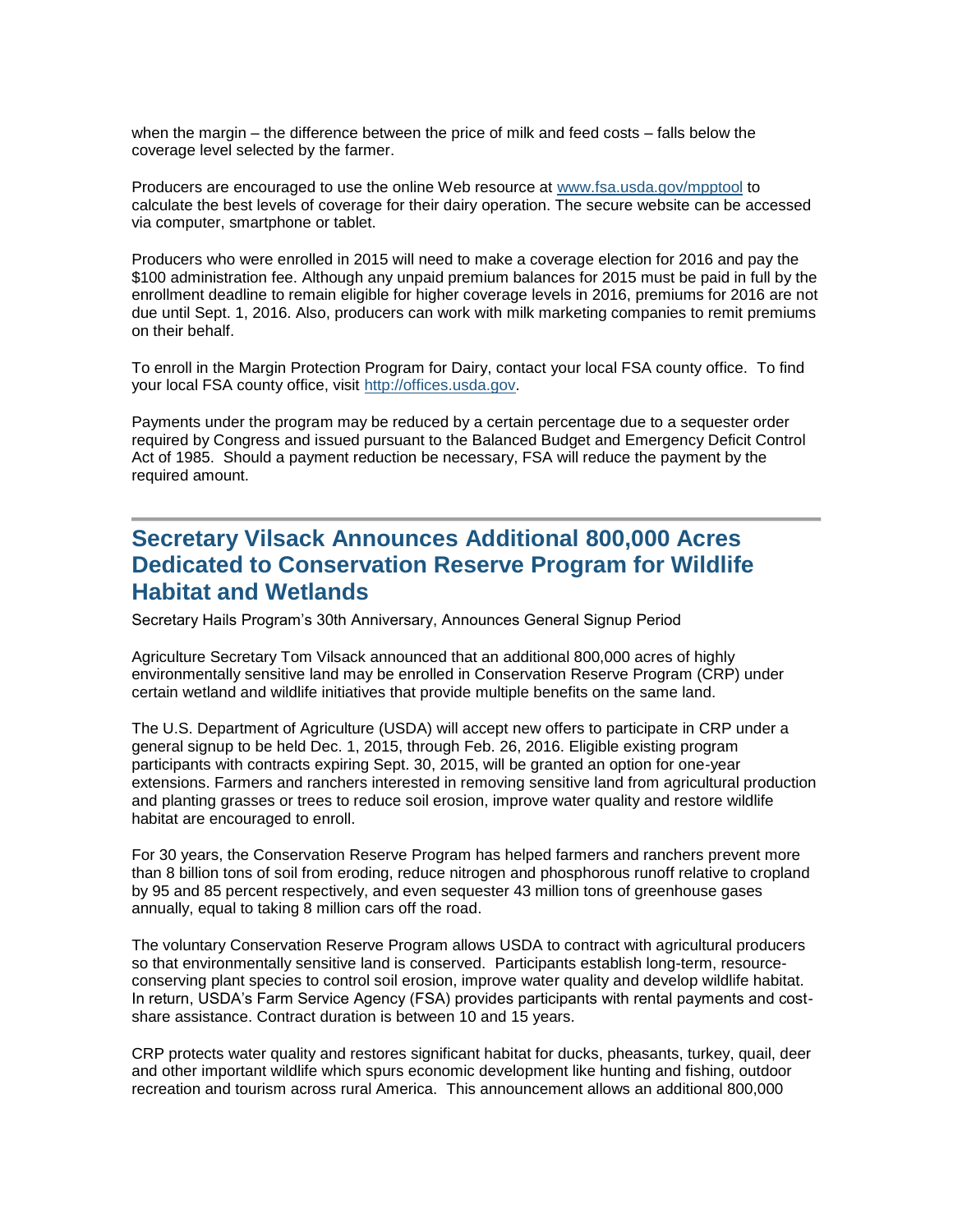when the margin – the difference between the price of milk and feed costs – falls below the coverage level selected by the farmer.

Producers are encouraged to use the online Web resource at [www.fsa.usda.gov/mpptool](http://www.fsa.usda.gov/mpptool) to calculate the best levels of coverage for their dairy operation. The secure website can be accessed via computer, smartphone or tablet.

Producers who were enrolled in 2015 will need to make a coverage election for 2016 and pay the $100 administration fee. Although any unpaid premium balances for 2015 must be paid in full by the enrollment deadline to remain eligible for higher coverage levels in 2016, premiums for 2016 are not due until Sept. 1, 2016. Also, producers can work with milk marketing companies to remit premiums on their behalf.

To enroll in the Margin Protection Program for Dairy, contact your local FSA county office. To find your local FSA county office, visit [http://offices.usda.gov](http://offices.usda.gov).

Payments under the program may be reduced by a certain percentage due to a sequester order required by Congress and issued pursuant to the Balanced Budget and Emergency Deficit Control Act of 1985. Should a payment reduction be necessary, FSA will reduce the payment by the required amount.

---

## Secretary Vilsack Announces Additional 800,000 Acres Dedicated to Conservation Reserve Program for Wildlife Habitat and Wetlands

Secretary Hails Program's 30th Anniversary, Announces General Signup Period

Agriculture Secretary Tom Vilsack announced that an additional 800,000 acres of highly environmentally sensitive land may be enrolled in Conservation Reserve Program (CRP) under certain wetland and wildlife initiatives that provide multiple benefits on the same land.

The U.S. Department of Agriculture (USDA) will accept new offers to participate in CRP under a general signup to be held Dec. 1, 2015, through Feb. 26, 2016. Eligible existing program participants with contracts expiring Sept. 30, 2015, will be granted an option for one-year extensions. Farmers and ranchers interested in removing sensitive land from agricultural production and planting grasses or trees to reduce soil erosion, improve water quality and restore wildlife habitat are encouraged to enroll.

For 30 years, the Conservation Reserve Program has helped farmers and ranchers prevent more than 8 billion tons of soil from eroding, reduce nitrogen and phosphorous runoff relative to cropland by 95 and 85 percent respectively, and even sequester 43 million tons of greenhouse gases annually, equal to taking 8 million cars off the road.

The voluntary Conservation Reserve Program allows USDA to contract with agricultural producers so that environmentally sensitive land is conserved. Participants establish long-term, resource-conserving plant species to control soil erosion, improve water quality and develop wildlife habitat. In return, USDA's Farm Service Agency (FSA) provides participants with rental payments and cost-share assistance. Contract duration is between 10 and 15 years.

CRP protects water quality and restores significant habitat for ducks, pheasants, turkey, quail, deer and other important wildlife which spurs economic development like hunting and fishing, outdoor recreation and tourism across rural America. This announcement allows an additional 800,000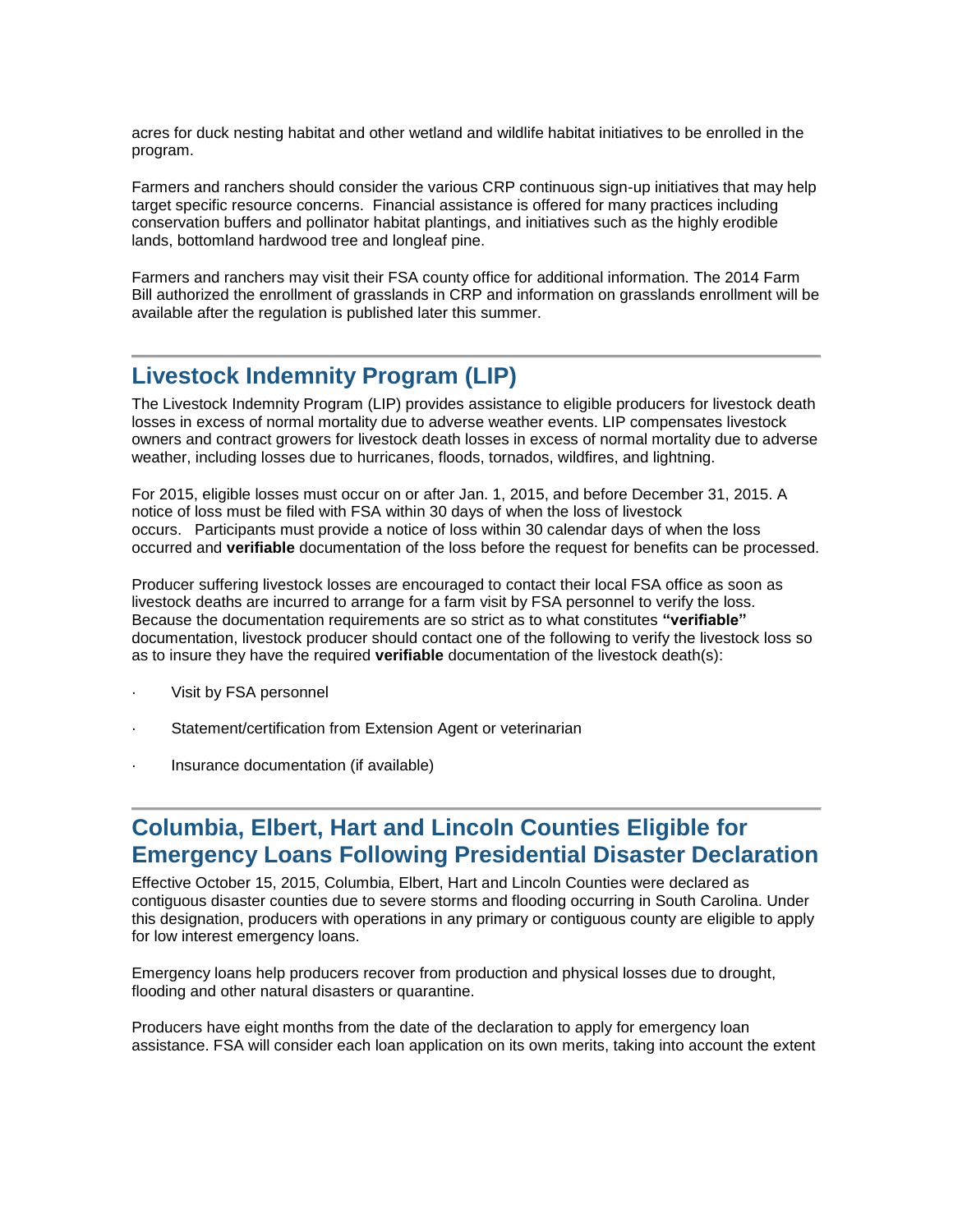acres for duck nesting habitat and other wetland and wildlife habitat initiatives to be enrolled in the program.

Farmers and ranchers should consider the various CRP continuous sign-up initiatives that may help target specific resource concerns. Financial assistance is offered for many practices including conservation buffers and pollinator habitat plantings, and initiatives such as the highly erodible lands, bottomland hardwood tree and longleaf pine.

Farmers and ranchers may visit their FSA county office for additional information. The 2014 Farm Bill authorized the enrollment of grasslands in CRP and information on grasslands enrollment will be available after the regulation is published later this summer.

## Livestock Indemnity Program (LIP)

The Livestock Indemnity Program (LIP) provides assistance to eligible producers for livestock death losses in excess of normal mortality due to adverse weather events. LIP compensates livestock owners and contract growers for livestock death losses in excess of normal mortality due to adverse weather, including losses due to hurricanes, floods, tornados, wildfires, and lightning.

For 2015, eligible losses must occur on or after Jan. 1, 2015, and before December 31, 2015. A notice of loss must be filed with FSA within 30 days of when the loss of livestock occurs. Participants must provide a notice of loss within 30 calendar days of when the loss occurred and **verifiable** documentation of the loss before the request for benefits can be processed.

Producer suffering livestock losses are encouraged to contact their local FSA office as soon as livestock deaths are incurred to arrange for a farm visit by FSA personnel to verify the loss. Because the documentation requirements are so strict as to what constitutes **"verifiable"** documentation, livestock producer should contact one of the following to verify the livestock loss so as to insure they have the required **verifiable** documentation of the livestock death(s):

- Visit by FSA personnel
- Statement/certification from Extension Agent or veterinarian
- Insurance documentation (if available)

## Columbia, Elbert, Hart and Lincoln Counties Eligible for Emergency Loans Following Presidential Disaster Declaration

Effective October 15, 2015, Columbia, Elbert, Hart and Lincoln Counties were declared as contiguous disaster counties due to severe storms and flooding occurring in South Carolina. Under this designation, producers with operations in any primary or contiguous county are eligible to apply for low interest emergency loans.

Emergency loans help producers recover from production and physical losses due to drought, flooding and other natural disasters or quarantine.

Producers have eight months from the date of the declaration to apply for emergency loan assistance. FSA will consider each loan application on its own merits, taking into account the extent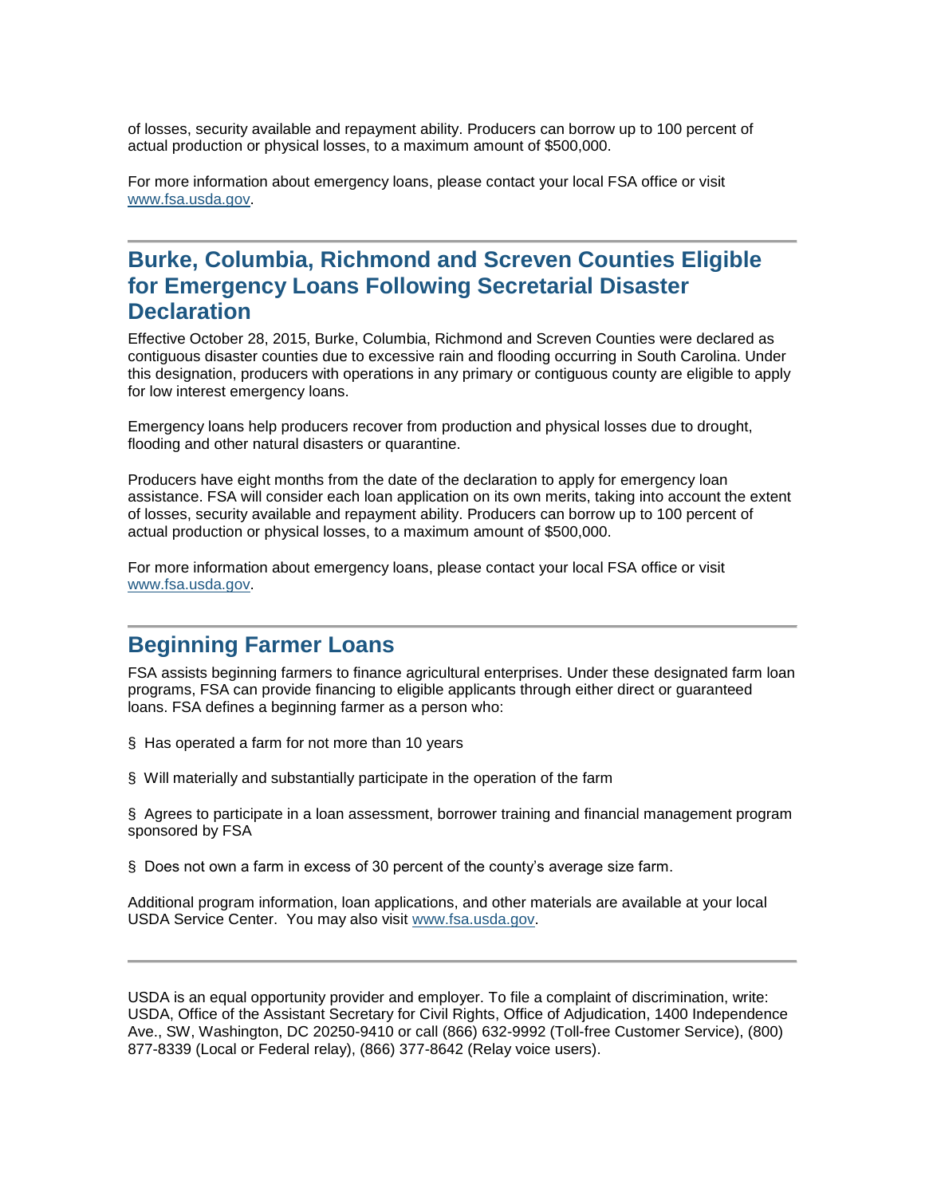of losses, security available and repayment ability. Producers can borrow up to 100 percent of actual production or physical losses, to a maximum amount of $500,000.

For more information about emergency loans, please contact your local FSA office or visit [www.fsa.usda.gov](http://www.fsa.usda.gov).

---

## Burke, Columbia, Richmond and Screven Counties Eligible for Emergency Loans Following Secretarial Disaster Declaration

Effective October 28, 2015, Burke, Columbia, Richmond and Screven Counties were declared as contiguous disaster counties due to excessive rain and flooding occurring in South Carolina. Under this designation, producers with operations in any primary or contiguous county are eligible to apply for low interest emergency loans.

Emergency loans help producers recover from production and physical losses due to drought, flooding and other natural disasters or quarantine.

Producers have eight months from the date of the declaration to apply for emergency loan assistance. FSA will consider each loan application on its own merits, taking into account the extent of losses, security available and repayment ability. Producers can borrow up to 100 percent of actual production or physical losses, to a maximum amount of $500,000.

For more information about emergency loans, please contact your local FSA office or visit [www.fsa.usda.gov](http://www.fsa.usda.gov).

---

## Beginning Farmer Loans

FSA assists beginning farmers to finance agricultural enterprises. Under these designated farm loan programs, FSA can provide financing to eligible applicants through either direct or guaranteed loans. FSA defines a beginning farmer as a person who:

§ Has operated a farm for not more than 10 years

§ Will materially and substantially participate in the operation of the farm

§ Agrees to participate in a loan assessment, borrower training and financial management program sponsored by FSA

§ Does not own a farm in excess of 30 percent of the county's average size farm.

Additional program information, loan applications, and other materials are available at your local USDA Service Center. You may also visit [www.fsa.usda.gov](http://www.fsa.usda.gov).

---

USDA is an equal opportunity provider and employer. To file a complaint of discrimination, write: USDA, Office of the Assistant Secretary for Civil Rights, Office of Adjudication, 1400 Independence Ave., SW, Washington, DC 20250-9410 or call (866) 632-9992 (Toll-free Customer Service), (800) 877-8339 (Local or Federal relay), (866) 377-8642 (Relay voice users).